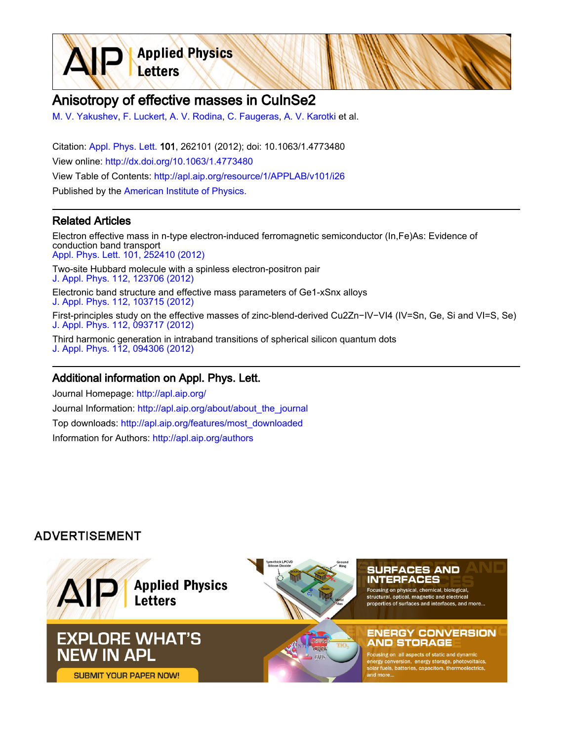# Anisotropy of effective masses in CuInSe2

M. V. Yakushev, F. Luckert, A. V. Rodina, C. Faugeras, A. V. Karotki et al.

Citation: Appl. Phys. Lett. **101**, 262101 (2012); doi: 10.1063/1.4773480

View online: http://dx.doi.org/10.1063/1.4773480

View Table of Contents: http://apl.aip.org/resource/1/APPLAB/v101/i26

Published by the American Institute of Physics.

## Related Articles

Electron effective mass in n-type electron-induced ferromagnetic semiconductor (In,Fe)As: Evidence of conduction band transport
Appl. Phys. Lett. 101, 252410 (2012)

Two-site Hubbard molecule with a spinless electron-positron pair
J. Appl. Phys. 112, 123706 (2012)

Electronic band structure and effective mass parameters of Ge1-xSnx alloys
J. Appl. Phys. 112, 103715 (2012)

First-principles study on the effective masses of zinc-blend-derived Cu2Zn−IV−VI4 (IV=Sn, Ge, Si and VI=S, Se)
J. Appl. Phys. 112, 093717 (2012)

Third harmonic generation in intraband transitions of spherical silicon quantum dots
J. Appl. Phys. 112, 094306 (2012)

## Additional information on Appl. Phys. Lett.

Journal Homepage: http://apl.aip.org/

Journal Information: http://apl.aip.org/about/about_the_journal

Top downloads: http://apl.aip.org/features/most_downloaded

Information for Authors: http://apl.aip.org/authors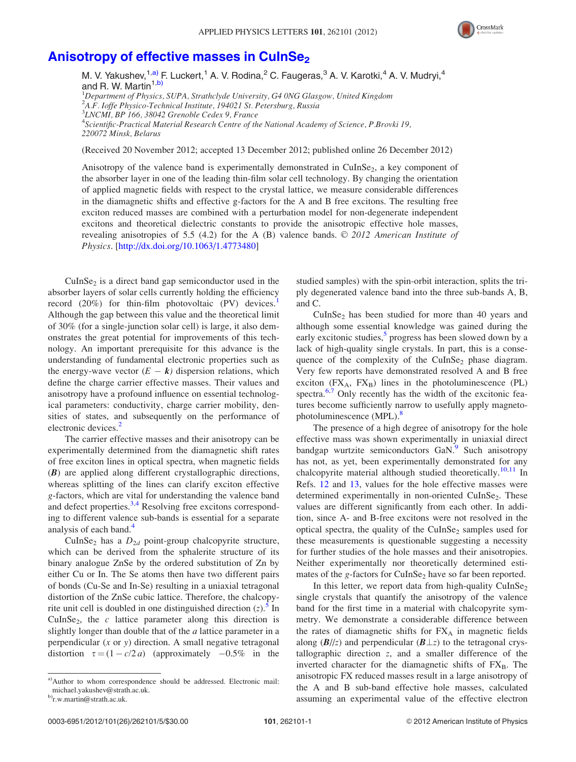# Anisotropy of effective masses in $CuInSe_2$

M. V. Yakushev,[1,a)] F. Luckert,[1] A. V. Rodina,[2] C. Faugeras,[3] A. V. Karotki,[4] A. V. Mudryi,[4] and R. W. Martin[1,b)]

[1]*Department of Physics, SUPA, Strathclyde University, G4 0NG Glasgow, United Kingdom*
[2]*A.F. Ioffe Physico-Technical Institute, 194021 St. Petersburg, Russia*
[3]*LNCMI, BP 166, 38042 Grenoble Cedex 9, France*
[4]*Scientific-Practical Material Research Centre of the National Academy of Science, P.Brovki 19, 220072 Minsk, Belarus*

(Received 20 November 2012; accepted 13 December 2012; published online 26 December 2012)

Anisotropy of the valence band is experimentally demonstrated in $CuInSe_2$, a key component of the absorber layer in one of the leading thin-film solar cell technology. By changing the orientation of applied magnetic fields with respect to the crystal lattice, we measure considerable differences in the diamagnetic shifts and effective g-factors for the A and B free excitons. The resulting free exciton reduced masses are combined with a perturbation model for non-degenerate independent excitons and theoretical dielectric constants to provide the anisotropic effective hole masses, revealing anisotropies of 5.5 (4.2) for the A (B) valence bands. © *2012 American Institute of Physics*. [http://dx.doi.org/10.1063/1.4773480]

$CuInSe_2$ is a direct band gap semiconductor used in the absorber layers of solar cells currently holding the efficiency record (20%) for thin-film photovoltaic (PV) devices.[1] Although the gap between this value and the theoretical limit of 30% (for a single-junction solar cell) is large, it also demonstrates the great potential for improvements of this technology. An important prerequisite for this advance is the understanding of fundamental electronic properties such as the energy-wave vector ($E - \boldsymbol{k}$) dispersion relations, which define the charge carrier effective masses. Their values and anisotropy have a profound influence on essential technological parameters: conductivity, charge carrier mobility, densities of states, and subsequently on the performance of electronic devices.[2]

The carrier effective masses and their anisotropy can be experimentally determined from the diamagnetic shift rates of free exciton lines in optical spectra, when magnetic fields ($\boldsymbol{B}$) are applied along different crystallographic directions, whereas splitting of the lines can clarify exciton effective $g$-factors, which are vital for understanding the valence band and defect properties.[3,4] Resolving free excitons corresponding to different valence sub-bands is essential for a separate analysis of each band.[4]

$CuInSe_2$ has a $D_{2d}$ point-group chalcopyrite structure, which can be derived from the sphalerite structure of its binary analogue ZnSe by the ordered substitution of Zn by either Cu or In. The Se atoms then have two different pairs of bonds (Cu-Se and In-Se) resulting in a uniaxial tetragonal distortion of the ZnSe cubic lattice. Therefore, the chalcopyrite unit cell is doubled in one distinguished direction ($z$).[5] In $CuInSe_2$, the $c$ lattice parameter along this direction is slightly longer than double that of the $a$ lattice parameter in a perpendicular ($x$ or $y$) direction. A small negative tetragonal distortion $\tau = (1 - c/2a)$ (approximately $-0.5\%$ in the studied samples) with the spin-orbit interaction, splits the triply degenerated valence band into the three sub-bands A, B, and C.

$CuInSe_2$ has been studied for more than 40 years and although some essential knowledge was gained during the early excitonic studies,[5] progress has been slowed down by a lack of high-quality single crystals. In part, this is a consequence of the complexity of the $CuInSe_2$ phase diagram. Very few reports have demonstrated resolved A and B free exciton ($FX_A$, $FX_B$) lines in the photoluminescence (PL) spectra.[6,7] Only recently has the width of the excitonic features become sufficiently narrow to usefully apply magneto-photoluminescence (MPL).[8]

The presence of a high degree of anisotropy for the hole effective mass was shown experimentally in uniaxial direct bandgap wurtzite semiconductors GaN.[9] Such anisotropy has not, as yet, been experimentally demonstrated for any chalcopyrite material although studied theoretically.[10,11] In Refs. 12 and 13, values for the hole effective masses were determined experimentally in non-oriented $CuInSe_2$. These values are different significantly from each other. In addition, since A- and B-free excitons were not resolved in the optical spectra, the quality of the $CuInSe_2$ samples used for these measurements is questionable suggesting a necessity for further studies of the hole masses and their anisotropies. Neither experimentally nor theoretically determined estimates of the $g$-factors for $CuInSe_2$ have so far been reported.

In this letter, we report data from high-quality $CuInSe_2$ single crystals that quantify the anisotropy of the valence band for the first time in a material with chalcopyrite symmetry. We demonstrate a considerable difference between the rates of diamagnetic shifts for $FX_A$ in magnetic fields along ($\boldsymbol{B}//z$) and perpendicular ($\boldsymbol{B}\perp z$) to the tetragonal crystallographic direction $z$, and a smaller difference of the inverted character for the diamagnetic shifts of $FX_B$. The anisotropic FX reduced masses result in a large anisotropy of the A and B sub-band effective hole masses, calculated assuming an experimental value of the effective electron

---

a)Author to whom correspondence should be addressed. Electronic mail: michael.yakushev@strath.ac.uk.
b)r.w.martin@strath.ac.uk.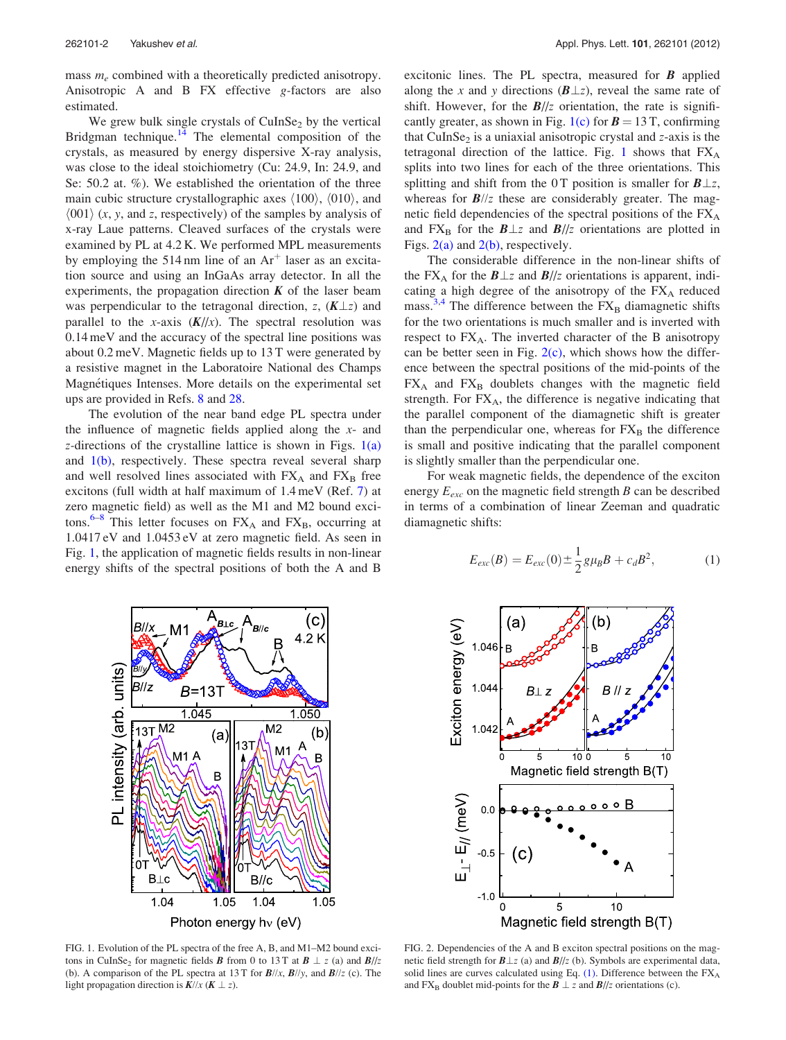mass $m_e$ combined with a theoretically predicted anisotropy. Anisotropic A and B FX effective $g$-factors are also estimated.

We grew bulk single crystals of $CuInSe_2$ by the vertical Bridgman technique.[14] The elemental composition of the crystals, as measured by energy dispersive X-ray analysis, was close to the ideal stoichiometry (Cu: 24.9, In: 24.9, and Se: 50.2 at. %). We established the orientation of the three main cubic structure crystallographic axes ⟨100⟩, ⟨010⟩, and ⟨001⟩ ($x$, $y$, and $z$, respectively) of the samples by analysis of x-ray Laue patterns. Cleaved surfaces of the crystals were examined by PL at 4.2 K. We performed MPL measurements by employing the 514 nm line of an $Ar^+$ laser as an excitation source and using an InGaAs array detector. In all the experiments, the propagation direction $\boldsymbol{K}$ of the laser beam was perpendicular to the tetragonal direction, $z$, ($\boldsymbol{K}\perp z$) and parallel to the $x$-axis ($\boldsymbol{K}//x$). The spectral resolution was 0.14 meV and the accuracy of the spectral line positions was about 0.2 meV. Magnetic fields up to 13 T were generated by a resistive magnet in the Laboratoire National des Champs Magnétiques Intenses. More details on the experimental set ups are provided in Refs. 8 and 28.

The evolution of the near band edge PL spectra under the influence of magnetic fields applied along the $x$- and $z$-directions of the crystalline lattice is shown in Figs. 1(a) and 1(b), respectively. These spectra reveal several sharp and well resolved lines associated with $FX_A$ and $FX_B$ free excitons (full width at half maximum of 1.4 meV (Ref. 7) at zero magnetic field) as well as the M1 and M2 bound excitons.[6–8] This letter focuses on $FX_A$ and $FX_B$, occurring at 1.0417 eV and 1.0453 eV at zero magnetic field. As seen in Fig. 1, the application of magnetic fields results in non-linear energy shifts of the spectral positions of both the A and B excitonic lines. The PL spectra, measured for $\boldsymbol{B}$ applied along the $x$ and $y$ directions ($\boldsymbol{B}\perp z$), reveal the same rate of shift. However, for the $\boldsymbol{B}//z$ orientation, the rate is significantly greater, as shown in Fig. 1(c) for $\boldsymbol{B} = 13$ T, confirming that $CuInSe_2$ is a uniaxial anisotropic crystal and $z$-axis is the tetragonal direction of the lattice. Fig. 1 shows that $FX_A$ splits into two lines for each of the three orientations. This splitting and shift from the 0 T position is smaller for $\boldsymbol{B}\perp z$, whereas for $\boldsymbol{B}//z$ these are considerably greater. The magnetic field dependencies of the spectral positions of the $FX_A$ and $FX_B$ for the $\boldsymbol{B}\perp z$ and $\boldsymbol{B}//z$ orientations are plotted in Figs. 2(a) and 2(b), respectively.

The considerable difference in the non-linear shifts of the $FX_A$ for the $\boldsymbol{B}\perp z$ and $\boldsymbol{B}//z$ orientations is apparent, indicating a high degree of the anisotropy of the $FX_A$ reduced mass.[3,4] The difference between the $FX_B$ diamagnetic shifts for the two orientations is much smaller and is inverted with respect to $FX_A$. The inverted character of the B anisotropy can be better seen in Fig. 2(c), which shows how the difference between the spectral positions of the mid-points of the $FX_A$ and $FX_B$ doublets changes with the magnetic field strength. For $FX_A$, the difference is negative indicating that the parallel component of the diamagnetic shift is greater than the perpendicular one, whereas for $FX_B$ the difference is small and positive indicating that the parallel component is slightly smaller than the perpendicular one.

For weak magnetic fields, the dependence of the exciton energy $E_{exc}$ on the magnetic field strength $B$ can be described in terms of a combination of linear Zeeman and quadratic diamagnetic shifts:

$$E_{exc}(B) = E_{exc}(0) \pm \frac{1}{2} g\mu_B B + c_d B^2, \qquad (1)$$

FIG. 1. Evolution of the PL spectra of the free A, B, and M1–M2 bound excitons in $CuInSe_2$ for magnetic fields $\boldsymbol{B}$ from 0 to 13 T at $\boldsymbol{B}\perp z$ (a) and $\boldsymbol{B}//z$ (b). A comparison of the PL spectra at 13 T for $\boldsymbol{B}//x$, $\boldsymbol{B}//y$, and $\boldsymbol{B}//z$ (c). The light propagation direction is $\boldsymbol{K}//x$ ($\boldsymbol{K}\perp z$).

FIG. 2. Dependencies of the A and B exciton spectral positions on the magnetic field strength for $\boldsymbol{B}\perp z$ (a) and $\boldsymbol{B}//z$ (b). Symbols are experimental data, solid lines are curves calculated using Eq. (1). Difference between the $FX_A$ and $FX_B$ doublet mid-points for the $\boldsymbol{B}\perp z$ and $\boldsymbol{B}//z$ orientations (c).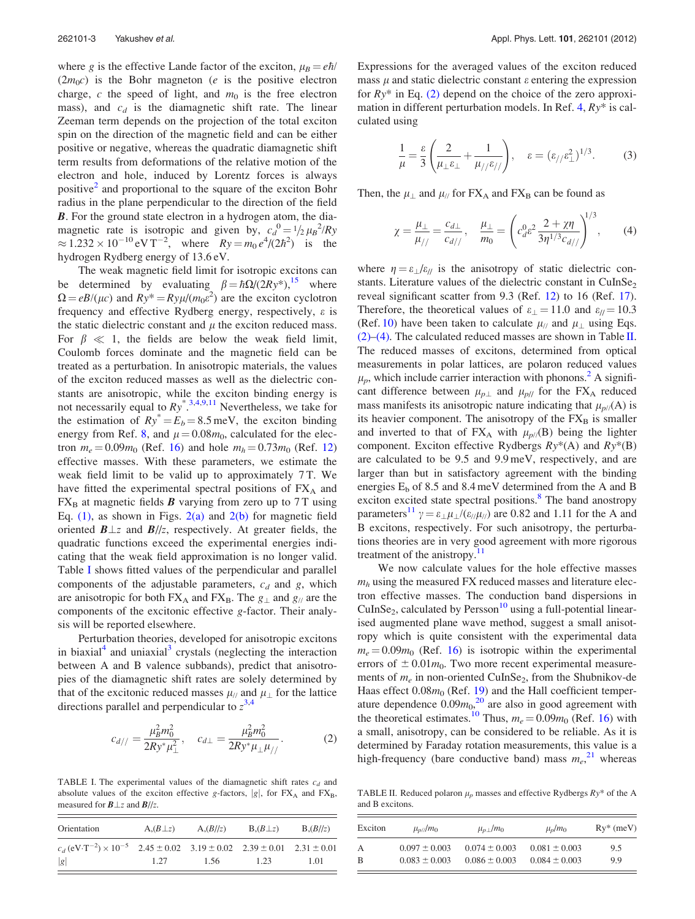where $g$ is the effective Lande factor of the exciton, $\mu_B = e\hbar/(2m_0c)$ is the Bohr magneton ($e$ is the positive electron charge, $c$ the speed of light, and $m_0$ is the free electron mass), and $c_d$ is the diamagnetic shift rate. The linear Zeeman term depends on the projection of the total exciton spin on the direction of the magnetic field and can be either positive or negative, whereas the quadratic diamagnetic shift term results from deformations of the relative motion of the electron and hole, induced by Lorentz forces is always positive[2] and proportional to the square of the exciton Bohr radius in the plane perpendicular to the direction of the field $\boldsymbol{B}$. For the ground state electron in a hydrogen atom, the diamagnetic rate is isotropic and given by, $c_d^0 = {}^1\!/_2\, \mu_B^2/Ry \approx 1.232 \times 10^{-10}\,\text{eV}\,\text{T}^{-2}$, where $Ry = m_0 e^4/(2\hbar^2)$ is the hydrogen Rydberg energy of 13.6 eV.

The weak magnetic field limit for isotropic excitons can be determined by evaluating $\beta = \hbar\Omega/(2Ry^*)$,[15] where $\Omega = eB/(\mu c)$ and $Ry^* = Ry\mu/(m_0\varepsilon^2)$ are the exciton cyclotron frequency and effective Rydberg energy, respectively, $\varepsilon$ is the static dielectric constant and $\mu$ the exciton reduced mass. For $\beta \ll 1$, the fields are below the weak field limit, Coulomb forces dominate and the magnetic field can be treated as a perturbation. In anisotropic materials, the values of the exciton reduced masses as well as the dielectric constants are anisotropic, while the exciton binding energy is not necessarily equal to $Ry^*$.[3,4,9,11] Nevertheless, we take for the estimation of $Ry^* = E_b = 8.5$ meV, the exciton binding energy from Ref. 8, and $\mu = 0.08m_0$, calculated for the electron $m_e = 0.09m_0$ (Ref. 16) and hole $m_h = 0.73m_0$ (Ref. 12) effective masses. With these parameters, we estimate the weak field limit to be valid up to approximately 7 T. We have fitted the experimental spectral positions of $FX_A$ and $FX_B$ at magnetic fields $\boldsymbol{B}$ varying from zero up to 7 T using Eq. (1), as shown in Figs. 2(a) and 2(b) for magnetic field oriented $\boldsymbol{B}\perp z$ and $\boldsymbol{B}/\!/z$, respectively. At greater fields, the quadratic functions exceed the experimental energies indicating that the weak field approximation is no longer valid. Table I shows fitted values of the perpendicular and parallel components of the adjustable parameters, $c_d$ and $g$, which are anisotropic for both $FX_A$ and $FX_B$. The $g_\perp$ and $g_{/\!/}$ are the components of the excitonic effective $g$-factor. Their analysis will be reported elsewhere.

Perturbation theories, developed for anisotropic excitons in biaxial[4] and uniaxial[3] crystals (neglecting the interaction between A and B valence subbands), predict that anisotropies of the diamagnetic shift rates are solely determined by that of the excitonic reduced masses $\mu_{/\!/}$ and $\mu_\perp$ for the lattice directions parallel and perpendicular to $z$[3,4]

$$c_{d/\!/} = \frac{\mu_B^2 m_0^2}{2Ry^*\mu_\perp^2}, \quad c_{d\perp} = \frac{\mu_B^2 m_0^2}{2Ry^*\mu_\perp\mu_{/\!/}}. \tag{2}$$

TABLE I. The experimental values of the diamagnetic shift rates $c_d$ and absolute values of the exciton effective $g$-factors, $|g|$, for $FX_A$ and $FX_B$, measured for $\boldsymbol{B}\perp z$ and $\boldsymbol{B}/\!/z$.

| Orientation | A,($B\perp z$) | A,($B/\!/z$) | B,($B\perp z$) | B,($B/\!/z$) |
|---|---|---|---|---|
| $c_d$ (eV·T$^{-2}$) $\times 10^{-5}$ | $2.45 \pm 0.02$ | $3.19 \pm 0.02$ | $2.39 \pm 0.01$ | $2.31 \pm 0.01$ |
| $\lvert g\rvert$ | 1.27 | 1.56 | 1.23 | 1.01 |

Expressions for the averaged values of the exciton reduced mass $\mu$ and static dielectric constant $\varepsilon$ entering the expression for $Ry^*$ in Eq. (2) depend on the choice of the zero approximation in different perturbation models. In Ref. 4, $Ry^*$ is calculated using

$$\frac{1}{\mu} = \frac{\varepsilon}{3}\left(\frac{2}{\mu_\perp\varepsilon_\perp} + \frac{1}{\mu_{/\!/}\varepsilon_{/\!/}}\right), \quad \varepsilon = (\varepsilon_{/\!/}\varepsilon_\perp^2)^{1/3}. \tag{3}$$

Then, the $\mu_\perp$ and $\mu_{/\!/}$ for $FX_A$ and $FX_B$ can be found as

$$\chi = \frac{\mu_\perp}{\mu_{/\!/}} = \frac{c_{d\perp}}{c_{d/\!/}}, \quad \frac{\mu_\perp}{m_0} = \left(c_d^0\varepsilon^2\,\frac{2+\chi\eta}{3\eta^{1/3}c_{d/\!/}}\right)^{1/3}, \tag{4}$$

where $\eta = \varepsilon_\perp/\varepsilon_{/\!/}$ is the anisotropy of static dielectric constants. Literature values of the dielectric constant in $CuInSe_2$ reveal significant scatter from 9.3 (Ref. 12) to 16 (Ref. 17). Therefore, the theoretical values of $\varepsilon_\perp = 11.0$ and $\varepsilon_{/\!/} = 10.3$ (Ref. 10) have been taken to calculate $\mu_{/\!/}$ and $\mu_\perp$ using Eqs. (2)–(4). The calculated reduced masses are shown in Table II. The reduced masses of excitons, determined from optical measurements in polar lattices, are polaron reduced values $\mu_p$, which include carrier interaction with phonons.[2] A significant difference between $\mu_{p\perp}$ and $\mu_{p/\!/}$ for the $FX_A$ reduced mass manifests its anisotropic nature indicating that $\mu_{p/\!/}$(A) is its heavier component. The anisotropy of the $FX_B$ is smaller and inverted to that of $FX_A$ with $\mu_{p/\!/}$(B) being the lighter component. Exciton effective Rydbergs $Ry^*$(A) and $Ry^*$(B) are calculated to be 9.5 and 9.9 meV, respectively, and are larger than but in satisfactory agreement with the binding energies $E_b$ of 8.5 and 8.4 meV determined from the A and B exciton excited state spectral positions.[8] The band anostropy parameters[11] $\gamma = \varepsilon_\perp\mu_\perp/(\varepsilon_{/\!/}\mu_{/\!/})$ are 0.82 and 1.11 for the A and B excitons, respectively. For such anisotropy, the perturbations theories are in very good agreement with more rigorous treatment of the anistropy.[11]

We now calculate values for the hole effective masses $m_h$ using the measured FX reduced masses and literature electron effective masses. The conduction band dispersions in $CuInSe_2$, calculated by Persson[10] using a full-potential linearised augmented plane wave method, suggest a small anisotropy which is quite consistent with the experimental data $m_e = 0.09m_0$ (Ref. 16) is isotropic within the experimental errors of $\pm 0.01m_0$. Two more recent experimental measurements of $m_e$ in non-oriented $CuInSe_2$, from the Shubnikov-de Haas effect $0.08m_0$ (Ref. 19) and the Hall coefficient temperature dependence $0.09m_0$,[20] are also in good agreement with the theoretical estimates.[10] Thus, $m_e = 0.09m_0$ (Ref. 16) with a small, anisotropy, can be considered to be reliable. As it is determined by Faraday rotation measurements, this value is a high-frequency (bare conductive band) mass $m_e$,[21] whereas

TABLE II. Reduced polaron $\mu_p$ masses and effective Rydbergs $Ry^*$ of the A and B excitons.

| Exciton | $\mu_{p/\!/}/m_0$ | $\mu_{p\perp}/m_0$ | $\mu_p/m_0$ | Ry* (meV) |
|---|---|---|---|---|
| A | $0.097 \pm 0.003$ | $0.074 \pm 0.003$ | $0.081 \pm 0.003$ | 9.5 |
| B | $0.083 \pm 0.003$ | $0.086 \pm 0.003$ | $0.084 \pm 0.003$ | 9.9 |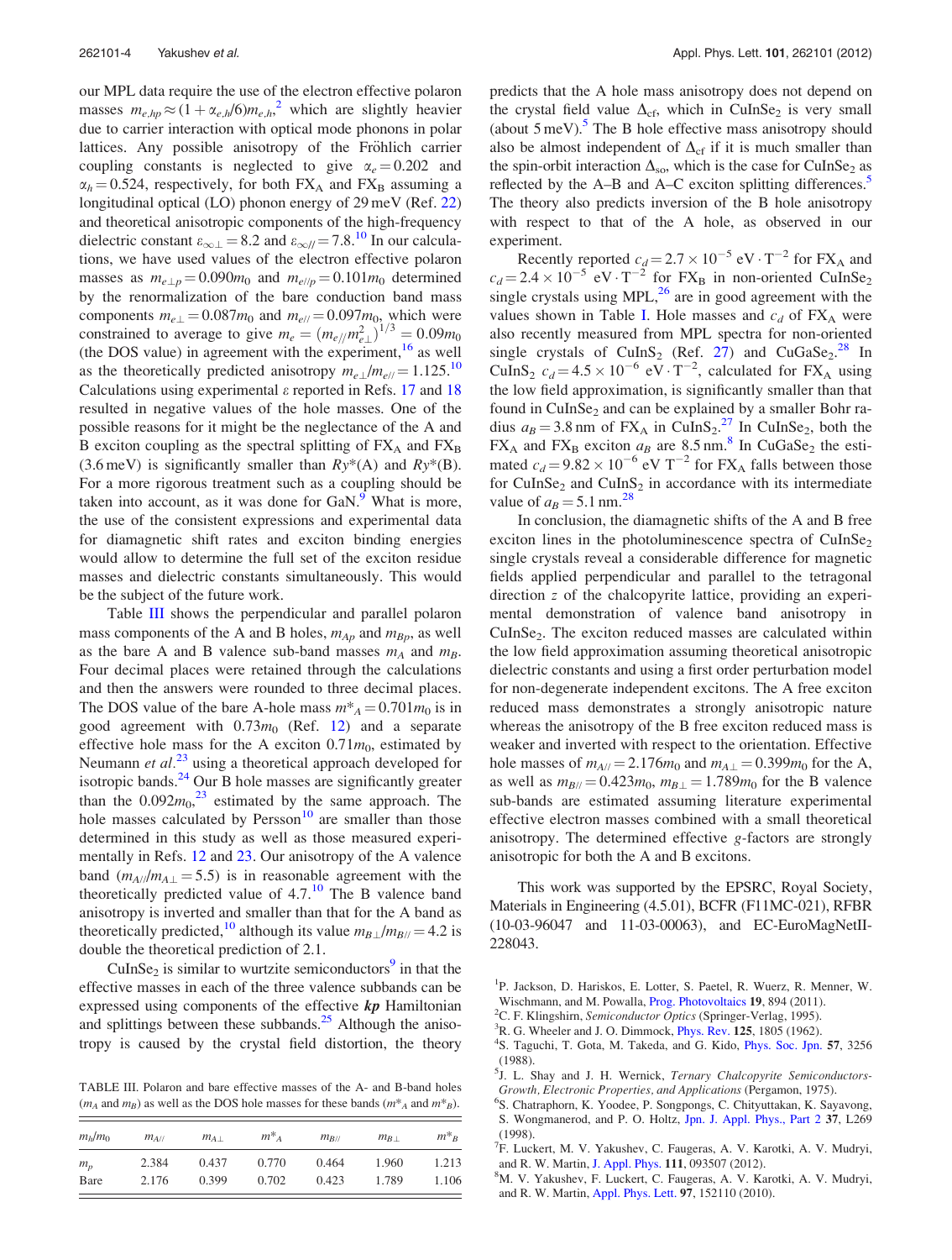our MPL data require the use of the electron effective polaron masses $m_{e,hp} \approx (1+\alpha_{e,h}/6)m_{e,h}$,[2] which are slightly heavier due to carrier interaction with optical mode phonons in polar lattices. Any possible anisotropy of the Fröhlich carrier coupling constants is neglected to give $\alpha_e = 0.202$ and $\alpha_h = 0.524$, respectively, for both $FX_A$ and $FX_B$ assuming a longitudinal optical (LO) phonon energy of 29 meV (Ref. 22) and theoretical anisotropic components of the high-frequency dielectric constant $\varepsilon_{\infty\perp} = 8.2$ and $\varepsilon_{\infty//} = 7.8$.[10] In our calculations, we have used values of the electron effective polaron masses as $m_{e\perp p} = 0.090m_0$ and $m_{e//p} = 0.101m_0$ determined by the renormalization of the bare conduction band mass components $m_{e\perp} = 0.087m_0$ and $m_{e//} = 0.097m_0$, which were constrained to average to give $m_e = (m_{e//}m_{e\perp}^2)^{1/3} = 0.09m_0$ (the DOS value) in agreement with the experiment,[16] as well as the theoretically predicted anisotropy $m_{e\perp}/m_{e//} = 1.125$.[10] Calculations using experimental $\varepsilon$ reported in Refs. 17 and 18 resulted in negative values of the hole masses. One of the possible reasons for it might be the neglectance of the A and B exciton coupling as the spectral splitting of $FX_A$ and $FX_B$ (3.6 meV) is significantly smaller than $Ry^*(A)$ and $Ry^*(B)$. For a more rigorous treatment such as a coupling should be taken into account, as it was done for GaN.[9] What is more, the use of the consistent expressions and experimental data for diamagnetic shift rates and exciton binding energies would allow to determine the full set of the exciton residue masses and dielectric constants simultaneously. This would be the subject of the future work.

Table III shows the perpendicular and parallel polaron mass components of the A and B holes, $m_{Ap}$ and $m_{Bp}$, as well as the bare A and B valence sub-band masses $m_A$ and $m_B$. Four decimal places were retained through the calculations and then the answers were rounded to three decimal places. The DOS value of the bare A-hole mass $m^*_A = 0.701m_0$ is in good agreement with $0.73m_0$ (Ref. 12) and a separate effective hole mass for the A exciton $0.71m_0$, estimated by Neumann *et al.*[23] using a theoretical approach developed for isotropic bands.[24] Our B hole masses are significantly greater than the $0.092m_0$,[23] estimated by the same approach. The hole masses calculated by Persson[10] are smaller than those determined in this study as well as those measured experimentally in Refs. 12 and 23. Our anisotropy of the A valence band ($m_{A//}/m_{A\perp} = 5.5$) is in reasonable agreement with the theoretically predicted value of 4.7.[10] The B valence band anisotropy is inverted and smaller than that for the A band as theoretically predicted,[10] although its value $m_{B\perp}/m_{B//} = 4.2$ is double the theoretical prediction of 2.1.

$CuInSe_2$ is similar to wurtzite semiconductors[9] in that the effective masses in each of the three valence subbands can be expressed using components of the effective ***kp*** Hamiltonian and splittings between these subbands.[25] Although the anisotropy is caused by the crystal field distortion, the theory predicts that the A hole mass anisotropy does not depend on the crystal field value $\Delta_{cf}$, which in $CuInSe_2$ is very small (about 5 meV).[5] The B hole effective mass anisotropy should also be almost independent of $\Delta_{cf}$ if it is much smaller than the spin-orbit interaction $\Delta_{so}$, which is the case for $CuInSe_2$ as reflected by the A–B and A–C exciton splitting differences.[5] The theory also predicts inversion of the B hole anisotropy with respect to that of the A hole, as observed in our experiment.

Recently reported $c_d = 2.7 \times 10^{-5}$ eV $\cdot$ T$^{-2}$ for $FX_A$ and $c_d = 2.4 \times 10^{-5}$ eV $\cdot$ T$^{-2}$ for $FX_B$ in non-oriented $CuInSe_2$ single crystals using MPL,[26] are in good agreement with the values shown in Table I. Hole masses and $c_d$ of $FX_A$ were also recently measured from MPL spectra for non-oriented single crystals of $CuInS_2$ (Ref. 27) and $CuGaSe_2$.[28] In $CuInS_2$ $c_d = 4.5 \times 10^{-6}$ eV $\cdot$ T$^{-2}$, calculated for $FX_A$ using the low field approximation, is significantly smaller than that found in $CuInSe_2$ and can be explained by a smaller Bohr radius $a_B = 3.8$ nm of $FX_A$ in $CuInS_2$.[27] In $CuInSe_2$, both the $FX_A$ and $FX_B$ exciton $a_B$ are 8.5 nm.[8] In $CuGaSe_2$ the estimated $c_d = 9.82 \times 10^{-6}$ eV T$^{-2}$ for $FX_A$ falls between those for $CuInSe_2$ and $CuInS_2$ in accordance with its intermediate value of $a_B = 5.1$ nm.[28]

In conclusion, the diamagnetic shifts of the A and B free exciton lines in the photoluminescence spectra of $CuInSe_2$ single crystals reveal a considerable difference for magnetic fields applied perpendicular and parallel to the tetragonal direction $z$ of the chalcopyrite lattice, providing an experimental demonstration of valence band anisotropy in $CuInSe_2$. The exciton reduced masses are calculated within the low field approximation assuming theoretical anisotropic dielectric constants and using a first order perturbation model for non-degenerate independent excitons. The A free exciton reduced mass demonstrates a strongly anisotropic nature whereas the anisotropy of the B free exciton reduced mass is weaker and inverted with respect to the orientation. Effective hole masses of $m_{A//} = 2.176m_0$ and $m_{A\perp} = 0.399m_0$ for the A, as well as $m_{B//} = 0.423m_0$, $m_{B\perp} = 1.789m_0$ for the B valence sub-bands are estimated assuming literature experimental effective electron masses combined with a small theoretical anisotropy. The determined effective $g$-factors are strongly anisotropic for both the A and B excitons.

This work was supported by the EPSRC, Royal Society, Materials in Engineering (4.5.01), BCFR (F11MC-021), RFBR (10-03-96047 and 11-03-00063), and EC-EuroMagNetII-228043.

TABLE III. Polaron and bare effective masses of the A- and B-band holes ($m_A$ and $m_B$) as well as the DOS hole masses for these bands ($m^*_A$ and $m^*_B$).

| $m_h/m_0$ | $m_{A//}$ | $m_{A\perp}$ | $m^*_A$ | $m_{B//}$ | $m_{B\perp}$ | $m^*_B$ |
|---|---|---|---|---|---|---|
| $m_p$ | 2.384 | 0.437 | 0.770 | 0.464 | 1.960 | 1.213 |
| Bare | 2.176 | 0.399 | 0.702 | 0.423 | 1.789 | 1.106 |

[1] P. Jackson, D. Hariskos, E. Lotter, S. Paetel, R. Wuerz, R. Menner, W. Wischmann, and M. Powalla, Prog. Photovoltaics 19, 894 (2011).

[2] C. F. Klingshirn, *Semiconductor Optics* (Springer-Verlag, 1995).

[3] R. G. Wheeler and J. O. Dimmock, Phys. Rev. 125, 1805 (1962).

[4] S. Taguchi, T. Gota, M. Takeda, and G. Kido, Phys. Soc. Jpn. 57, 3256 (1988).

[5] J. L. Shay and J. H. Wernick, *Ternary Chalcopyrite Semiconductors-Growth, Electronic Properties, and Applications* (Pergamon, 1975).

[6] S. Chatraphorn, K. Yoodee, P. Songpongs, C. Chityuttakan, K. Sayavong, S. Wongmanerod, and P. O. Holtz, Jpn. J. Appl. Phys., Part 2 37, L269 (1998).

[7] F. Luckert, M. V. Yakushev, C. Faugeras, A. V. Karotki, A. V. Mudryi, and R. W. Martin, J. Appl. Phys. 111, 093507 (2012).

[8] M. V. Yakushev, F. Luckert, C. Faugeras, A. V. Karotki, A. V. Mudryi, and R. W. Martin, Appl. Phys. Lett. 97, 152110 (2010).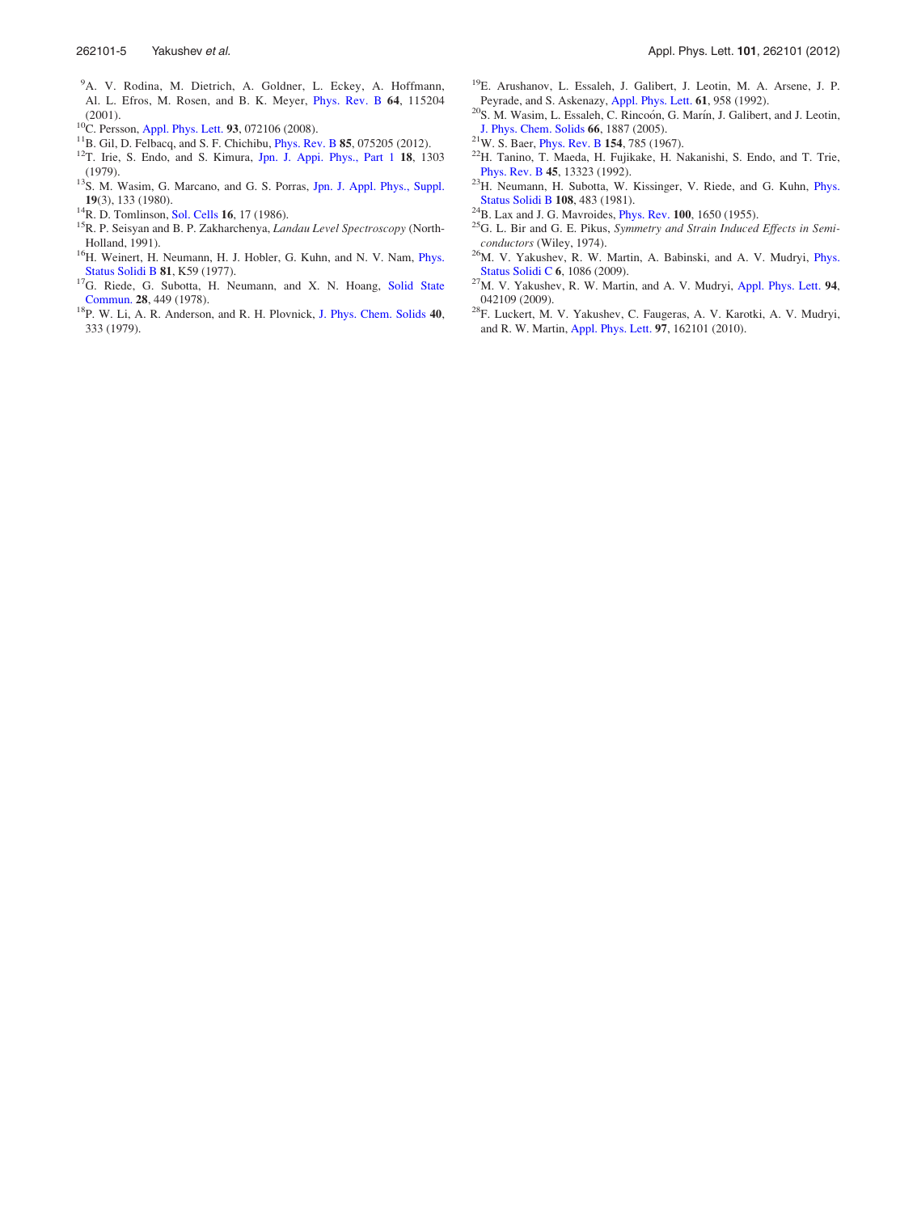[9]A. V. Rodina, M. Dietrich, A. Goldner, L. Eckey, A. Hoffmann, Al. L. Efros, M. Rosen, and B. K. Meyer, Phys. Rev. B **64**, 115204 (2001).

[10]C. Persson, Appl. Phys. Lett. **93**, 072106 (2008).

[11]B. Gil, D. Felbacq, and S. F. Chichibu, Phys. Rev. B **85**, 075205 (2012).

[12]T. Irie, S. Endo, and S. Kimura, Jpn. J. Appi. Phys., Part 1 **18**, 1303 (1979).

[13]S. M. Wasim, G. Marcano, and G. S. Porras, Jpn. J. Appl. Phys., Suppl. **19**(3), 133 (1980).

[14]R. D. Tomlinson, Sol. Cells **16**, 17 (1986).

[15]R. P. Seisyan and B. P. Zakharchenya, *Landau Level Spectroscopy* (North-Holland, 1991).

[16]H. Weinert, H. Neumann, H. J. Hobler, G. Kuhn, and N. V. Nam, Phys. Status Solidi B **81**, K59 (1977).

[17]G. Riede, G. Subotta, H. Neumann, and X. N. Hoang, Solid State Commun. **28**, 449 (1978).

[18]P. W. Li, A. R. Anderson, and R. H. Plovnick, J. Phys. Chem. Solids **40**, 333 (1979).

[19]E. Arushanov, L. Essaleh, J. Galibert, J. Leotin, M. A. Arsene, J. P. Peyrade, and S. Askenazy, Appl. Phys. Lett. **61**, 958 (1992).

[20]S. M. Wasim, L. Essaleh, C. Rincoón, G. Marín, J. Galibert, and J. Leotin, J. Phys. Chem. Solids **66**, 1887 (2005).

[21]W. S. Baer, Phys. Rev. B **154**, 785 (1967).

[22]H. Tanino, T. Maeda, H. Fujikake, H. Nakanishi, S. Endo, and T. Trie, Phys. Rev. B **45**, 13323 (1992).

[23]H. Neumann, H. Subotta, W. Kissinger, V. Riede, and G. Kuhn, Phys. Status Solidi B **108**, 483 (1981).

[24]B. Lax and J. G. Mavroides, Phys. Rev. **100**, 1650 (1955).

[25]G. L. Bir and G. E. Pikus, *Symmetry and Strain Induced Effects in Semiconductors* (Wiley, 1974).

[26]M. V. Yakushev, R. W. Martin, A. Babinski, and A. V. Mudryi, Phys. Status Solidi C **6**, 1086 (2009).

[27]M. V. Yakushev, R. W. Martin, and A. V. Mudryi, Appl. Phys. Lett. **94**, 042109 (2009).

[28]F. Luckert, M. V. Yakushev, C. Faugeras, A. V. Karotki, A. V. Mudryi, and R. W. Martin, Appl. Phys. Lett. **97**, 162101 (2010).